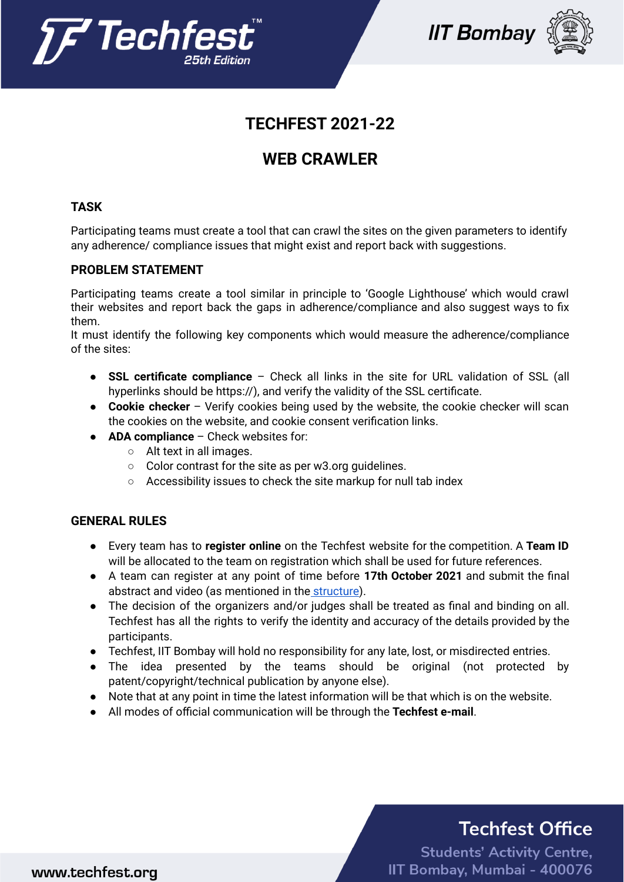# TECHFEST 2021-22

# WEB CRAWLER

## TASK

Participating teams must create a tool that can crawl the sites on the given parameters to identify any adherence/ compliance issues that might exist and report back with suggestions.

## PROBLEM STATEMENT

Participating teams create a tool similar in principle to 'Google Lighthouse' which would crawl their websites and report back the gaps in adherence/compliance and also suggest ways to fix them.

It must identify the following key components which would measure the adherence/compliance of the sites:

- **SSL certificate compliance** – Check all links in the site for URL validation of SSL (all hyperlinks should be https://), and verify the validity of the SSL certificate.
- **Cookie checker** – Verify cookies being used by the website, the cookie checker will scan the cookies on the website, and cookie consent verification links.
- **ADA compliance** – Check websites for:
  - Alt text in all images.
  - Color contrast for the site as per w3.org guidelines.
  - Accessibility issues to check the site markup for null tab index

## GENERAL RULES

- Every team has to **register online** on the Techfest website for the competition. A **Team ID** will be allocated to the team on registration which shall be used for future references.
- A team can register at any point of time before **17th October 2021** and submit the final abstract and video (as mentioned in the structure).
- The decision of the organizers and/or judges shall be treated as final and binding on all. Techfest has all the rights to verify the identity and accuracy of the details provided by the participants.
- Techfest, IIT Bombay will hold no responsibility for any late, lost, or misdirected entries.
- The idea presented by the teams should be original (not protected by patent/copyright/technical publication by anyone else).
- Note that at any point in time the latest information will be that which is on the website.
- All modes of official communication will be through the **Techfest e-mail**.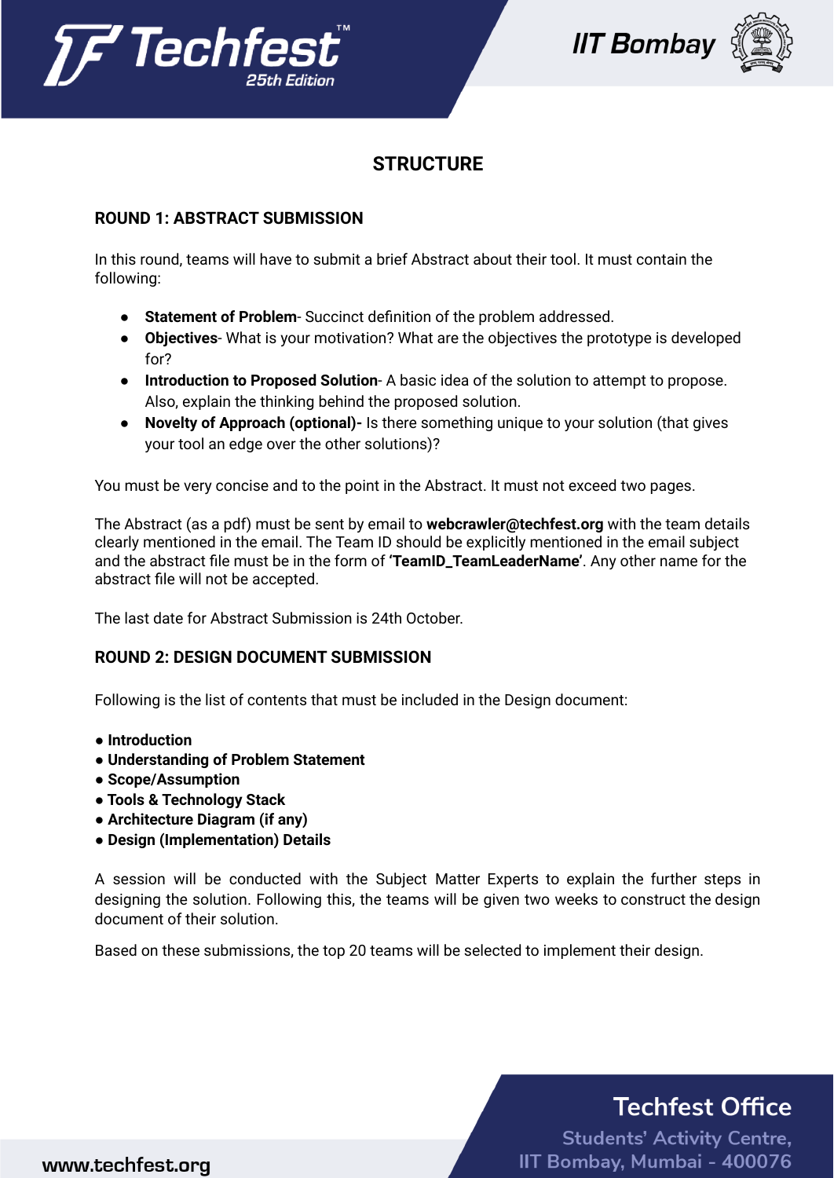## STRUCTURE

### ROUND 1: ABSTRACT SUBMISSION

In this round, teams will have to submit a brief Abstract about their tool. It must contain the following:

- **Statement of Problem**- Succinct definition of the problem addressed.
- **Objectives**- What is your motivation? What are the objectives the prototype is developed for?
- **Introduction to Proposed Solution**- A basic idea of the solution to attempt to propose. Also, explain the thinking behind the proposed solution.
- **Novelty of Approach (optional)-** Is there something unique to your solution (that gives your tool an edge over the other solutions)?

You must be very concise and to the point in the Abstract. It must not exceed two pages.

The Abstract (as a pdf) must be sent by email to **webcrawler@techfest.org** with the team details clearly mentioned in the email. The Team ID should be explicitly mentioned in the email subject and the abstract file must be in the form of **'TeamID_TeamLeaderName'**. Any other name for the abstract file will not be accepted.

The last date for Abstract Submission is 24th October.

### ROUND 2: DESIGN DOCUMENT SUBMISSION

Following is the list of contents that must be included in the Design document:

- **Introduction**
- **Understanding of Problem Statement**
- **Scope/Assumption**
- **Tools & Technology Stack**
- **Architecture Diagram (if any)**
- **Design (Implementation) Details**

A session will be conducted with the Subject Matter Experts to explain the further steps in designing the solution. Following this, the teams will be given two weeks to construct the design document of their solution.

Based on these submissions, the top 20 teams will be selected to implement their design.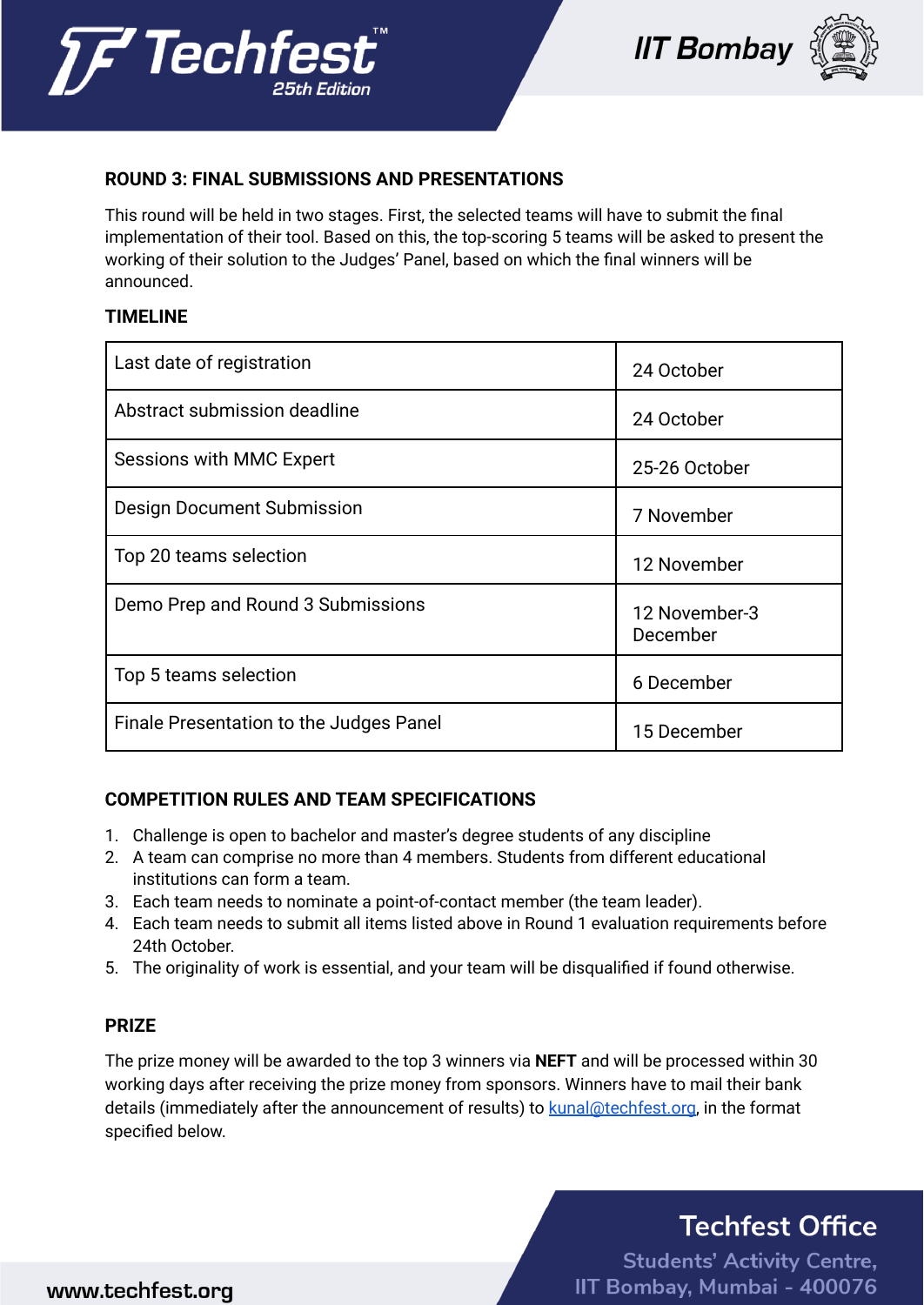## ROUND 3: FINAL SUBMISSIONS AND PRESENTATIONS

This round will be held in two stages. First, the selected teams will have to submit the final implementation of their tool. Based on this, the top-scoring 5 teams will be asked to present the working of their solution to the Judges' Panel, based on which the final winners will be announced.

## TIMELINE

| | |
|---|---|
| Last date of registration | 24 October |
| Abstract submission deadline | 24 October |
| Sessions with MMC Expert | 25-26 October |
| Design Document Submission | 7 November |
| Top 20 teams selection | 12 November |
| Demo Prep and Round 3 Submissions | 12 November-3 December |
| Top 5 teams selection | 6 December |
| Finale Presentation to the Judges Panel | 15 December |

## COMPETITION RULES AND TEAM SPECIFICATIONS

1. Challenge is open to bachelor and master's degree students of any discipline
2. A team can comprise no more than 4 members. Students from different educational institutions can form a team.
3. Each team needs to nominate a point-of-contact member (the team leader).
4. Each team needs to submit all items listed above in Round 1 evaluation requirements before 24th October.
5. The originality of work is essential, and your team will be disqualified if found otherwise.

## PRIZE

The prize money will be awarded to the top 3 winners via **NEFT** and will be processed within 30 working days after receiving the prize money from sponsors. Winners have to mail their bank details (immediately after the announcement of results) to kunal@techfest.org, in the format specified below.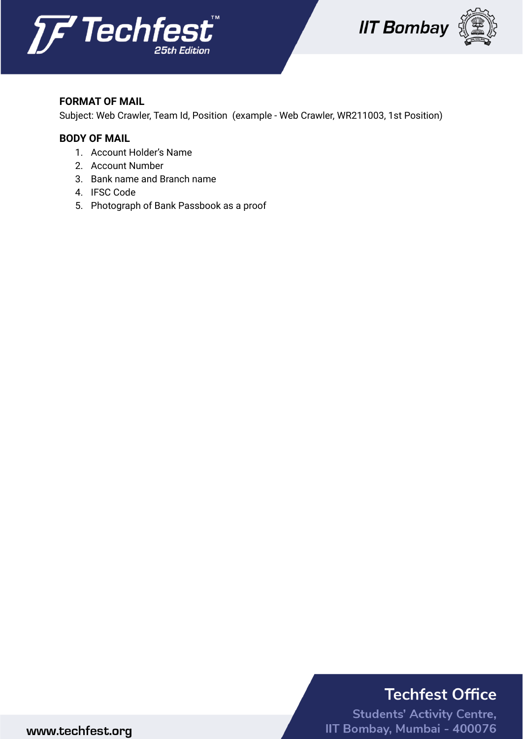**FORMAT OF MAIL**

Subject: Web Crawler, Team Id, Position (example - Web Crawler, WR211003, 1st Position)

**BODY OF MAIL**

1. Account Holder's Name
2. Account Number
3. Bank name and Branch name
4. IFSC Code
5. Photograph of Bank Passbook as a proof